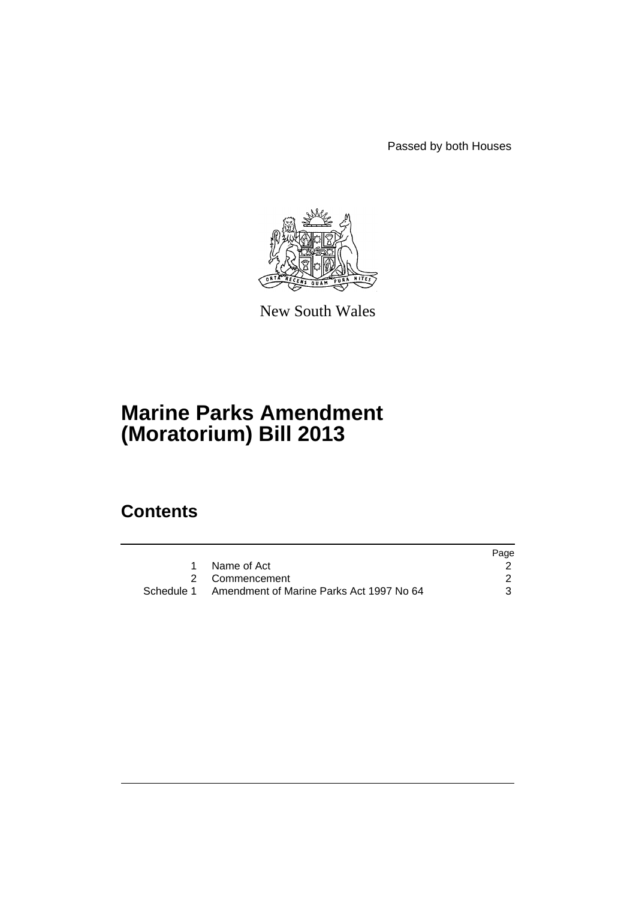Passed by both Houses

New South Wales

# Marine Parks Amendment (Moratorium) Bill 2013

## Contents

| | | Page |
|---|---|---|
| 1 | Name of Act | 2 |
| 2 | Commencement | 2 |
| Schedule 1 | Amendment of Marine Parks Act 1997 No 64 | 3 |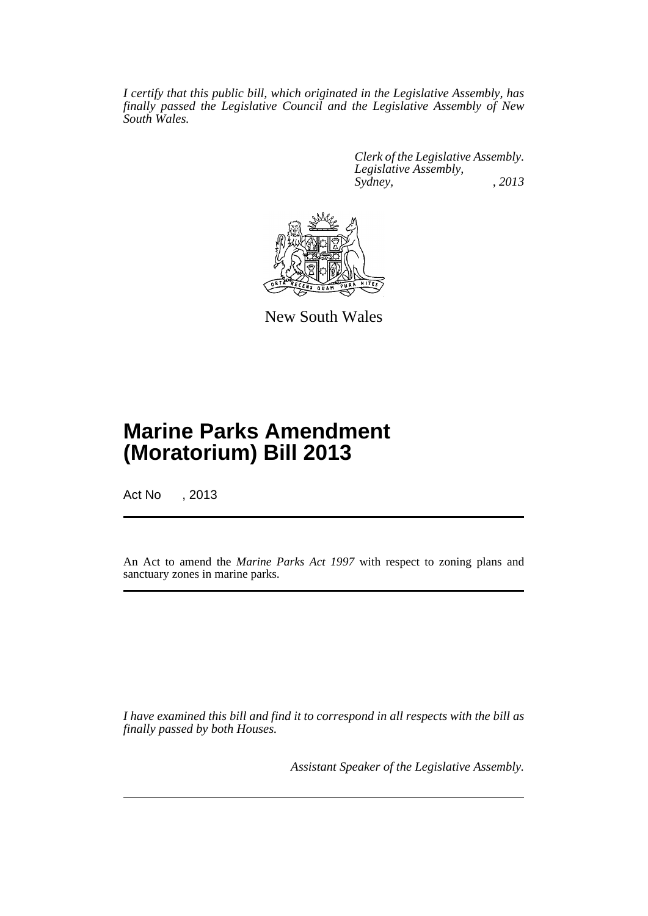*I certify that this public bill, which originated in the Legislative Assembly, has finally passed the Legislative Council and the Legislative Assembly of New South Wales.*

*Clerk of the Legislative Assembly.*
*Legislative Assembly,*
*Sydney, , 2013*

New South Wales

# Marine Parks Amendment (Moratorium) Bill 2013

Act No , 2013

An Act to amend the *Marine Parks Act 1997* with respect to zoning plans and sanctuary zones in marine parks.

*I have examined this bill and find it to correspond in all respects with the bill as finally passed by both Houses.*

*Assistant Speaker of the Legislative Assembly.*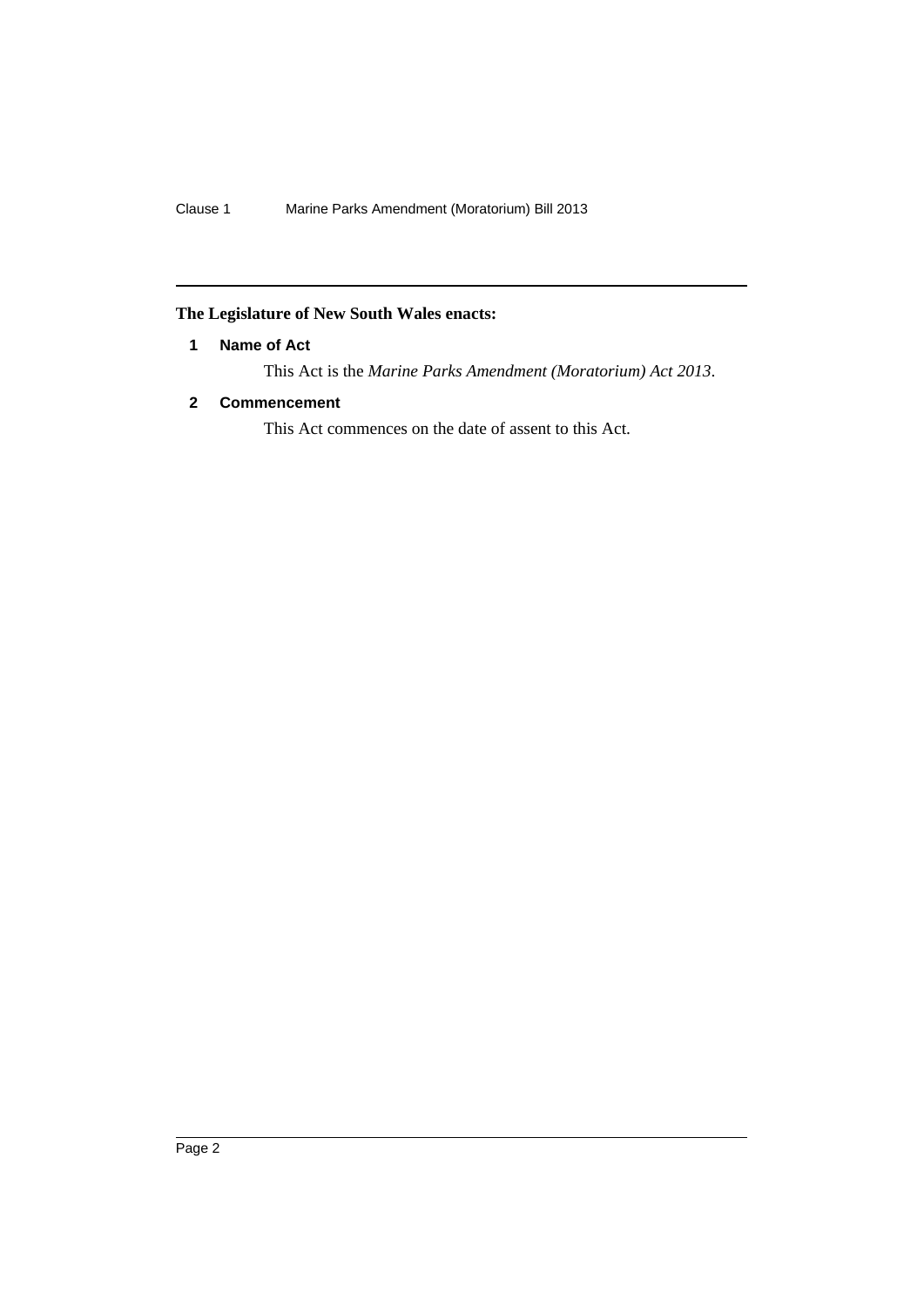**The Legislature of New South Wales enacts:**

## 1 Name of Act

This Act is the *Marine Parks Amendment (Moratorium) Act 2013*.

## 2 Commencement

This Act commences on the date of assent to this Act.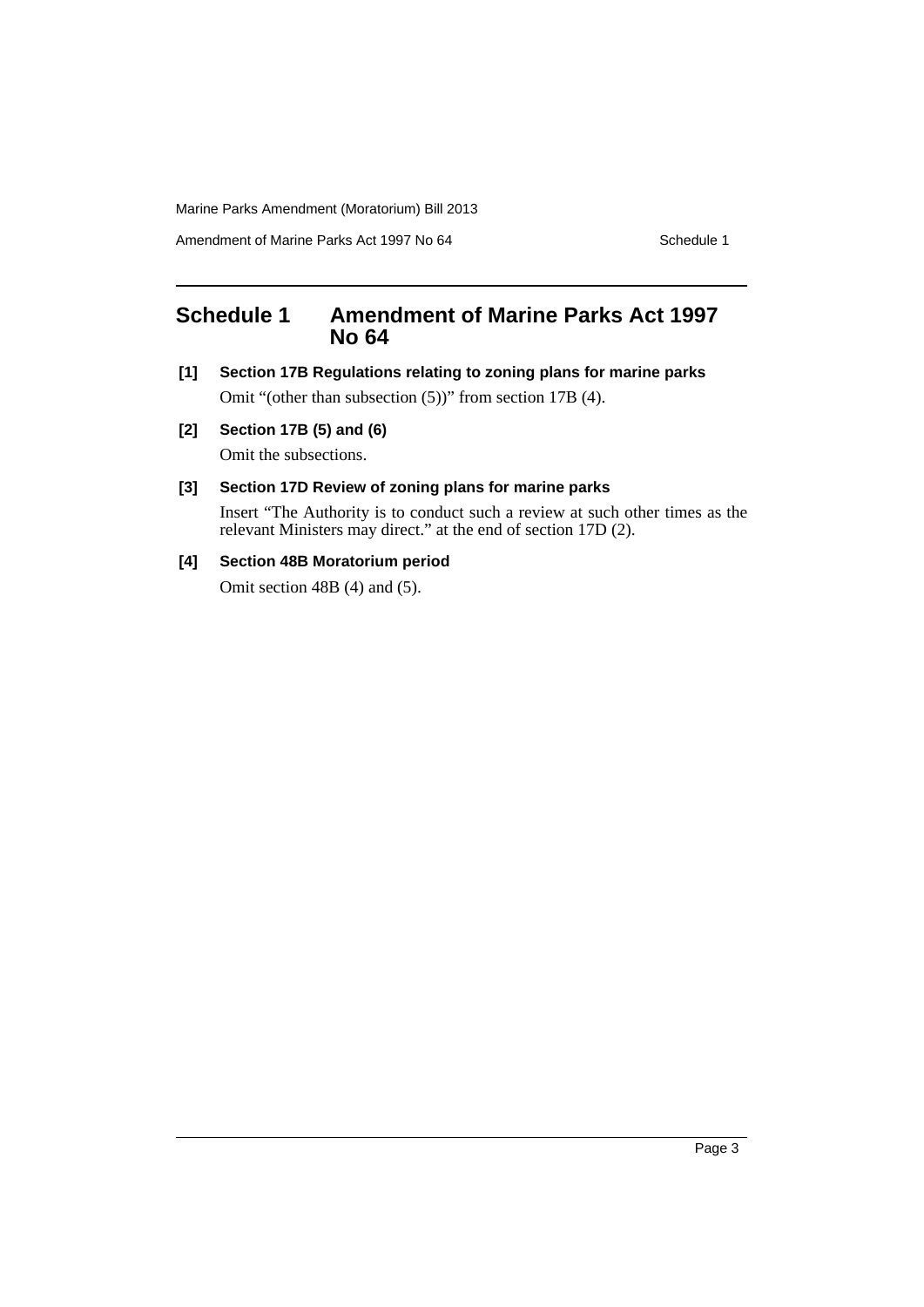## Schedule 1 Amendment of Marine Parks Act 1997 No 64

**[1] Section 17B Regulations relating to zoning plans for marine parks**

Omit "(other than subsection (5))" from section 17B (4).

**[2] Section 17B (5) and (6)**

Omit the subsections.

**[3] Section 17D Review of zoning plans for marine parks**

Insert "The Authority is to conduct such a review at such other times as the relevant Ministers may direct." at the end of section 17D (2).

**[4] Section 48B Moratorium period**

Omit section 48B (4) and (5).